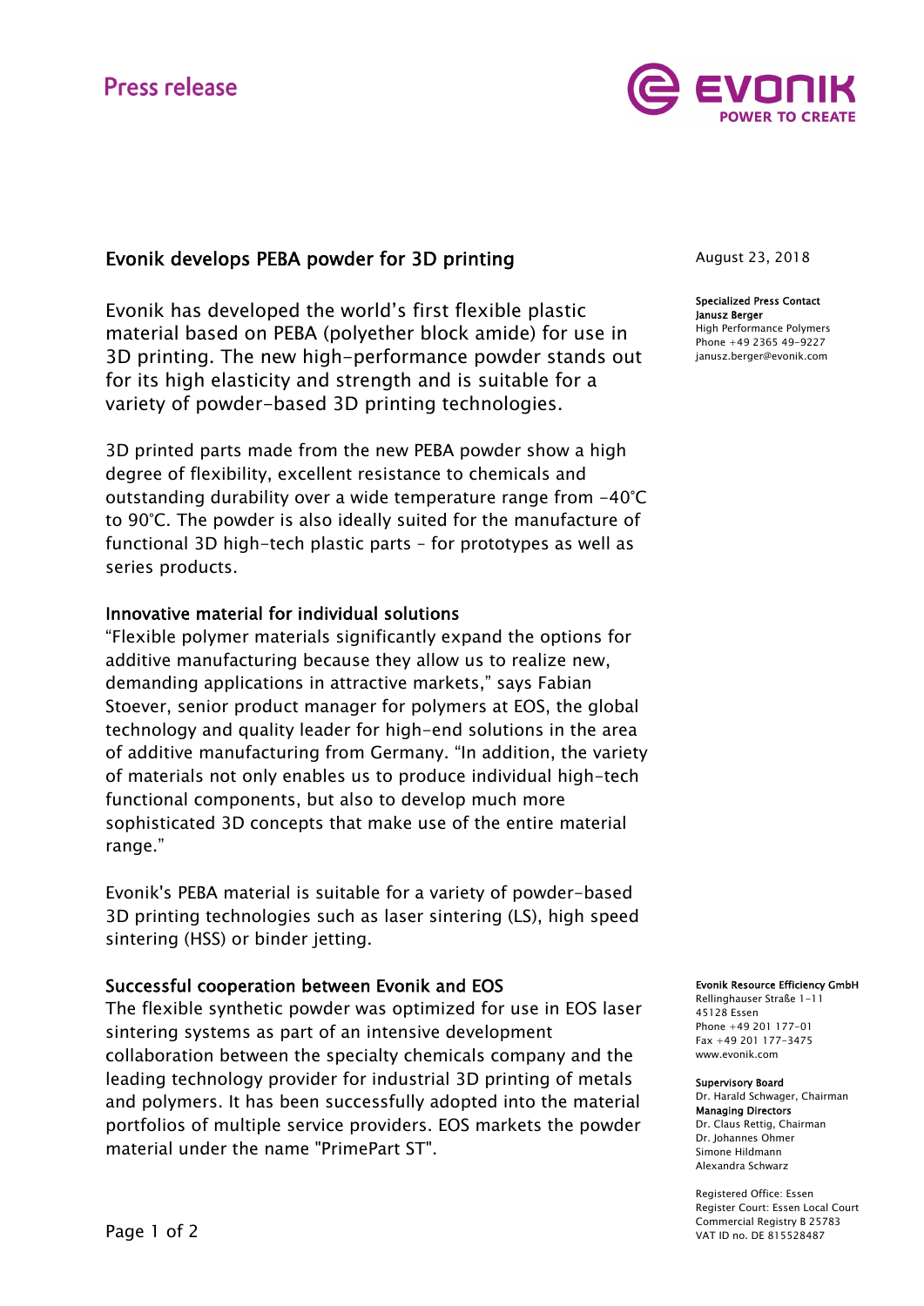Press release

# Evonik develops PEBA powder for 3D printing

August 23, 2018

**Specialized Press Contact**
**Janusz Berger**
High Performance Polymers
Phone +49 2365 49-9227
janusz.berger@evonik.com

Evonik has developed the world's first flexible plastic material based on PEBA (polyether block amide) for use in 3D printing. The new high-performance powder stands out for its high elasticity and strength and is suitable for a variety of powder-based 3D printing technologies.

3D printed parts made from the new PEBA powder show a high degree of flexibility, excellent resistance to chemicals and outstanding durability over a wide temperature range from -40°C to 90°C. The powder is also ideally suited for the manufacture of functional 3D high-tech plastic parts – for prototypes as well as series products.

## Innovative material for individual solutions

"Flexible polymer materials significantly expand the options for additive manufacturing because they allow us to realize new, demanding applications in attractive markets," says Fabian Stoever, senior product manager for polymers at EOS, the global technology and quality leader for high-end solutions in the area of additive manufacturing from Germany. "In addition, the variety of materials not only enables us to produce individual high-tech functional components, but also to develop much more sophisticated 3D concepts that make use of the entire material range."

Evonik's PEBA material is suitable for a variety of powder-based 3D printing technologies such as laser sintering (LS), high speed sintering (HSS) or binder jetting.

## Successful cooperation between Evonik and EOS

The flexible synthetic powder was optimized for use in EOS laser sintering systems as part of an intensive development collaboration between the specialty chemicals company and the leading technology provider for industrial 3D printing of metals and polymers. It has been successfully adopted into the material portfolios of multiple service providers. EOS markets the powder material under the name "PrimePart ST".

**Evonik Resource Efficiency GmbH**
Rellinghauser Straße 1-11
45128 Essen
Phone +49 201 177-01
Fax +49 201 177-3475
www.evonik.com

**Supervisory Board**
Dr. Harald Schwager, Chairman
**Managing Directors**
Dr. Claus Rettig, Chairman
Dr. Johannes Ohmer
Simone Hildmann
Alexandra Schwarz

Registered Office: Essen
Register Court: Essen Local Court
Commercial Registry B 25783
VAT ID no. DE 815528487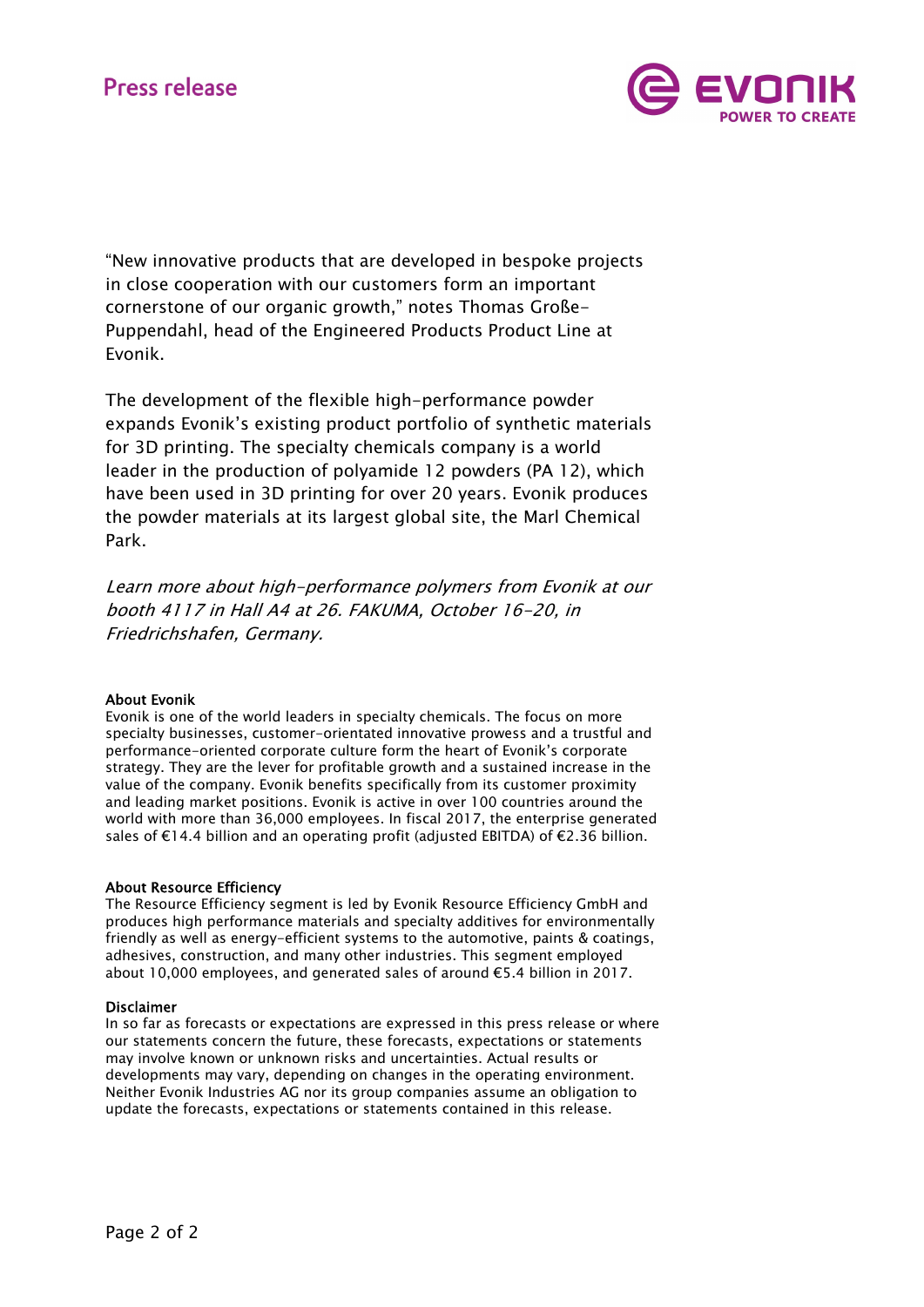"New innovative products that are developed in bespoke projects in close cooperation with our customers form an important cornerstone of our organic growth," notes Thomas Große-Puppendahl, head of the Engineered Products Product Line at Evonik.

The development of the flexible high-performance powder expands Evonik's existing product portfolio of synthetic materials for 3D printing. The specialty chemicals company is a world leader in the production of polyamide 12 powders (PA 12), which have been used in 3D printing for over 20 years. Evonik produces the powder materials at its largest global site, the Marl Chemical Park.

*Learn more about high-performance polymers from Evonik at our booth 4117 in Hall A4 at 26. FAKUMA, October 16-20, in Friedrichshafen, Germany.*

**About Evonik**

Evonik is one of the world leaders in specialty chemicals. The focus on more specialty businesses, customer-orientated innovative prowess and a trustful and performance-oriented corporate culture form the heart of Evonik's corporate strategy. They are the lever for profitable growth and a sustained increase in the value of the company. Evonik benefits specifically from its customer proximity and leading market positions. Evonik is active in over 100 countries around the world with more than 36,000 employees. In fiscal 2017, the enterprise generated sales of €14.4 billion and an operating profit (adjusted EBITDA) of €2.36 billion.

**About Resource Efficiency**

The Resource Efficiency segment is led by Evonik Resource Efficiency GmbH and produces high performance materials and specialty additives for environmentally friendly as well as energy-efficient systems to the automotive, paints & coatings, adhesives, construction, and many other industries. This segment employed about 10,000 employees, and generated sales of around €5.4 billion in 2017.

**Disclaimer**

In so far as forecasts or expectations are expressed in this press release or where our statements concern the future, these forecasts, expectations or statements may involve known or unknown risks and uncertainties. Actual results or developments may vary, depending on changes in the operating environment. Neither Evonik Industries AG nor its group companies assume an obligation to update the forecasts, expectations or statements contained in this release.